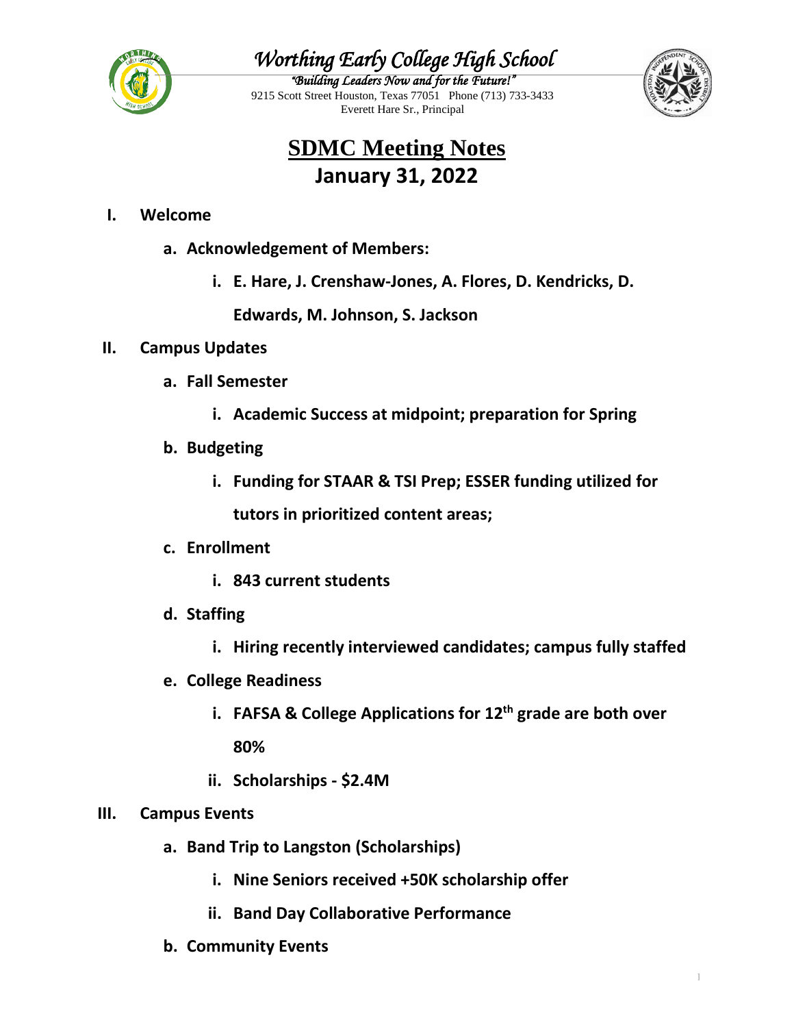# *Worthing Early College High School*

*"Building Leaders Now and for the Future!"*
9215 Scott Street Houston, Texas 77051 Phone (713) 733-3433
Everett Hare Sr., Principal

## SDMC Meeting Notes
## January 31, 2022

**I. Welcome**

- **a. Acknowledgement of Members:**
  - **i. E. Hare, J. Crenshaw-Jones, A. Flores, D. Kendricks, D. Edwards, M. Johnson, S. Jackson**

**II. Campus Updates**

- **a. Fall Semester**
  - **i. Academic Success at midpoint; preparation for Spring**
- **b. Budgeting**
  - **i. Funding for STAAR & TSI Prep; ESSER funding utilized for tutors in prioritized content areas;**
- **c. Enrollment**
  - **i. 843 current students**
- **d. Staffing**
  - **i. Hiring recently interviewed candidates; campus fully staffed**
- **e. College Readiness**
  - **i. FAFSA & College Applications for 12th grade are both over 80%**
  - **ii. Scholarships - $2.4M**

**III. Campus Events**

- **a. Band Trip to Langston (Scholarships)**
  - **i. Nine Seniors received +50K scholarship offer**
  - **ii. Band Day Collaborative Performance**
- **b. Community Events**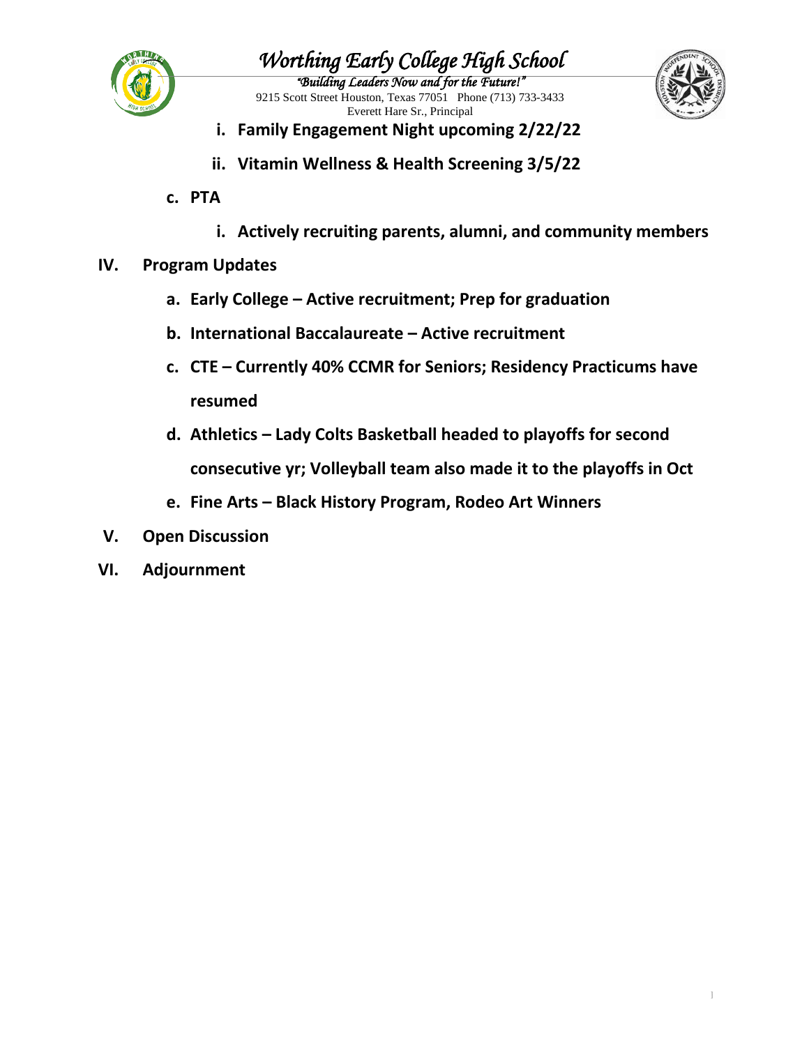i. **Family Engagement Night upcoming 2/22/22**

ii. **Vitamin Wellness & Health Screening 3/5/22**

c. **PTA**

i. **Actively recruiting parents, alumni, and community members**

IV. **Program Updates**

a. **Early College – Active recruitment; Prep for graduation**

b. **International Baccalaureate – Active recruitment**

c. **CTE – Currently 40% CCMR for Seniors; Residency Practicums have resumed**

d. **Athletics – Lady Colts Basketball headed to playoffs for second consecutive yr; Volleyball team also made it to the playoffs in Oct**

e. **Fine Arts – Black History Program, Rodeo Art Winners**

V. **Open Discussion**

VI. **Adjournment**